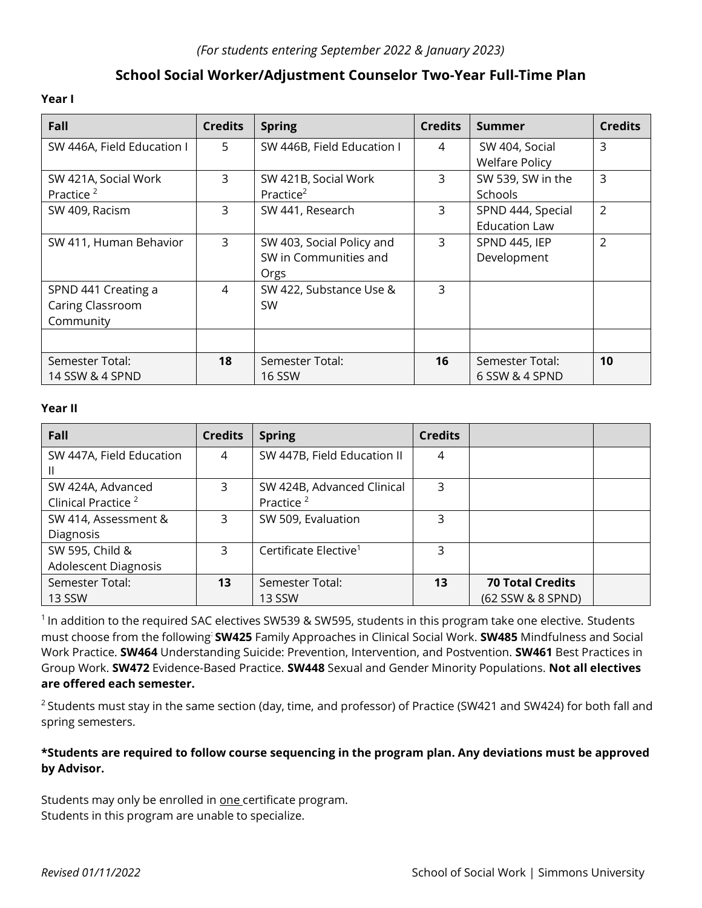*(For students entering September 2022 & January 2023)*

## School Social Worker/Adjustment Counselor Two-Year Full-Time Plan

**Year I**

| Fall | Credits | Spring | Credits | Summer | Credits |
|---|---|---|---|---|---|
| SW 446A, Field Education I | 5 | SW 446B, Field Education I | 4 | SW 404, Social Welfare Policy | 3 |
| SW 421A, Social Work Practice [2] | 3 | SW 421B, Social Work Practice[2] | 3 | SW 539, SW in the Schools | 3 |
| SW 409, Racism | 3 | SW 441, Research | 3 | SPND 444, Special Education Law | 2 |
| SW 411, Human Behavior | 3 | SW 403, Social Policy and SW in Communities and Orgs | 3 | SPND 445, IEP Development | 2 |
| SPND 441 Creating a Caring Classroom Community | 4 | SW 422, Substance Use & SW | 3 | | |
| | | | | | |
| Semester Total: 14 SSW & 4 SPND | **18** | Semester Total: 16 SSW | **16** | Semester Total: 6 SSW & 4 SPND | **10** |

**Year II**

| Fall | Credits | Spring | Credits | | |
|---|---|---|---|---|---|
| SW 447A, Field Education II | 4 | SW 447B, Field Education II | 4 | | |
| SW 424A, Advanced Clinical Practice [2] | 3 | SW 424B, Advanced Clinical Practice [2] | 3 | | |
| SW 414, Assessment & Diagnosis | 3 | SW 509, Evaluation | 3 | | |
| SW 595, Child & Adolescent Diagnosis | 3 | Certificate Elective[1] | 3 | | |
| Semester Total: 13 SSW | **13** | Semester Total: 13 SSW | **13** | **70 Total Credits** (62 SSW & 8 SPND) | |

[1] In addition to the required SAC electives SW539 & SW595, students in this program take one elective. Students must choose from the following: **SW425** Family Approaches in Clinical Social Work. **SW485** Mindfulness and Social Work Practice. **SW464** Understanding Suicide: Prevention, Intervention, and Postvention. **SW461** Best Practices in Group Work. **SW472** Evidence-Based Practice. **SW448** Sexual and Gender Minority Populations. **Not all electives are offered each semester.**

[2] Students must stay in the same section (day, time, and professor) of Practice (SW421 and SW424) for both fall and spring semesters.

**\*Students are required to follow course sequencing in the program plan. Any deviations must be approved by Advisor.**

Students may only be enrolled in one certificate program.
Students in this program are unable to specialize.

*Revised 01/11/2022*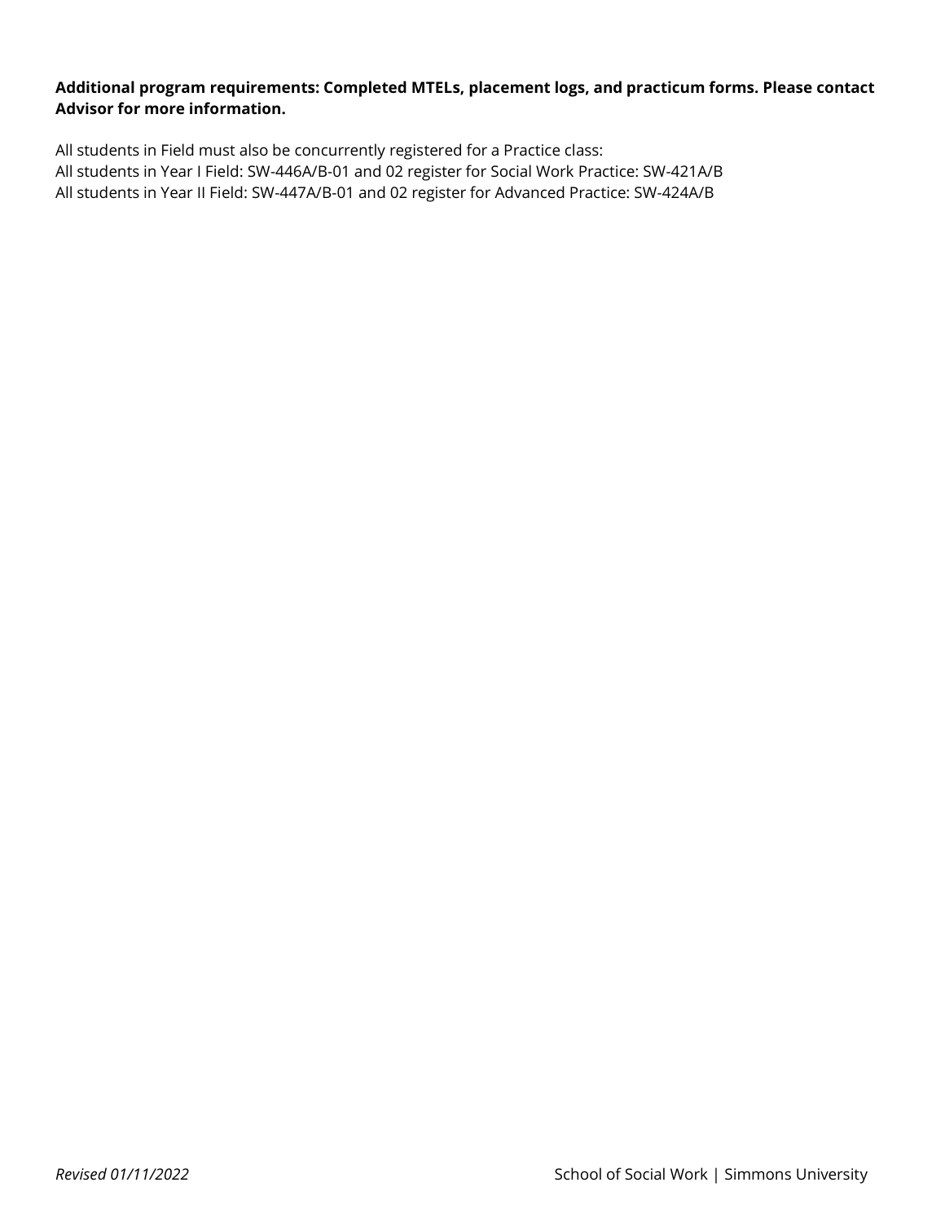**Additional program requirements: Completed MTELs, placement logs, and practicum forms. Please contact Advisor for more information.**

All students in Field must also be concurrently registered for a Practice class:
All students in Year I Field: SW-446A/B-01 and 02 register for Social Work Practice: SW-421A/B
All students in Year II Field: SW-447A/B-01 and 02 register for Advanced Practice: SW-424A/B